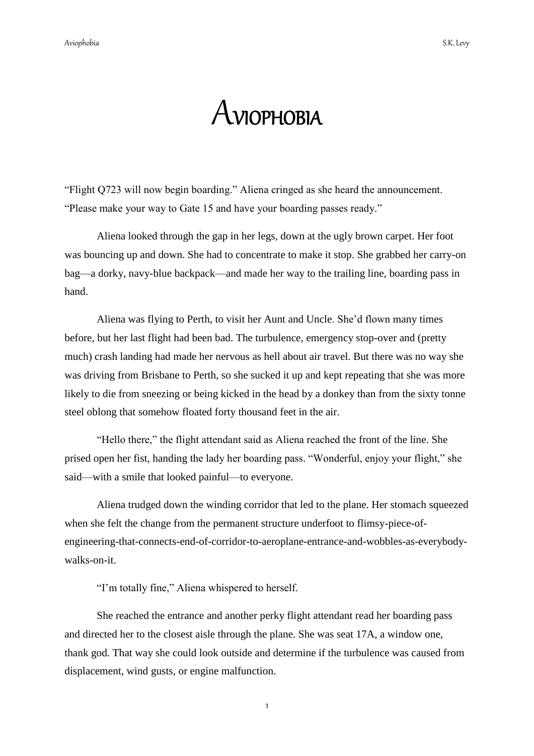# Aviophobia

"Flight Q723 will now begin boarding." Aliena cringed as she heard the announcement. "Please make your way to Gate 15 and have your boarding passes ready."

Aliena looked through the gap in her legs, down at the ugly brown carpet. Her foot was bouncing up and down. She had to concentrate to make it stop. She grabbed her carry-on bag—a dorky, navy-blue backpack—and made her way to the trailing line, boarding pass in hand.

Aliena was flying to Perth, to visit her Aunt and Uncle. She'd flown many times before, but her last flight had been bad. The turbulence, emergency stop-over and (pretty much) crash landing had made her nervous as hell about air travel. But there was no way she was driving from Brisbane to Perth, so she sucked it up and kept repeating that she was more likely to die from sneezing or being kicked in the head by a donkey than from the sixty tonne steel oblong that somehow floated forty thousand feet in the air.

"Hello there," the flight attendant said as Aliena reached the front of the line. She prised open her fist, handing the lady her boarding pass. "Wonderful, enjoy your flight," she said—with a smile that looked painful—to everyone.

Aliena trudged down the winding corridor that led to the plane. Her stomach squeezed when she felt the change from the permanent structure underfoot to flimsy-piece-of-engineering-that-connects-end-of-corridor-to-aeroplane-entrance-and-wobbles-as-everybody-walks-on-it.

"I'm totally fine," Aliena whispered to herself.

She reached the entrance and another perky flight attendant read her boarding pass and directed her to the closest aisle through the plane. She was seat 17A, a window one, thank god. That way she could look outside and determine if the turbulence was caused from displacement, wind gusts, or engine malfunction.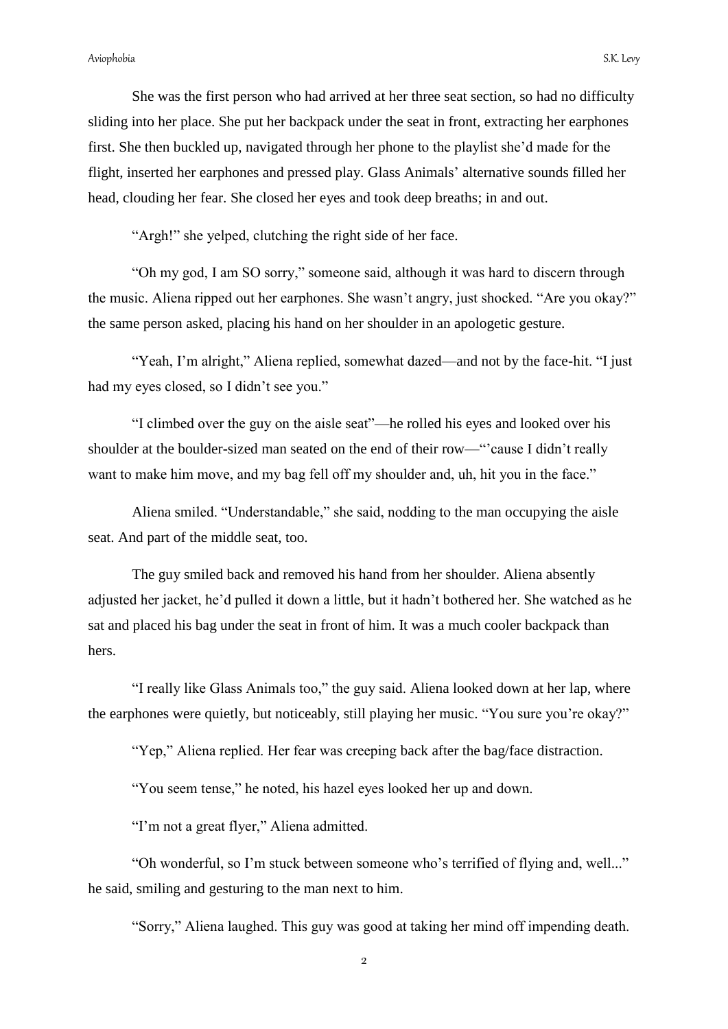She was the first person who had arrived at her three seat section, so had no difficulty sliding into her place. She put her backpack under the seat in front, extracting her earphones first. She then buckled up, navigated through her phone to the playlist she'd made for the flight, inserted her earphones and pressed play. Glass Animals' alternative sounds filled her head, clouding her fear. She closed her eyes and took deep breaths; in and out.

"Argh!" she yelped, clutching the right side of her face.

"Oh my god, I am SO sorry," someone said, although it was hard to discern through the music. Aliena ripped out her earphones. She wasn't angry, just shocked. "Are you okay?" the same person asked, placing his hand on her shoulder in an apologetic gesture.

"Yeah, I'm alright," Aliena replied, somewhat dazed—and not by the face-hit. "I just had my eyes closed, so I didn't see you."

"I climbed over the guy on the aisle seat"—he rolled his eyes and looked over his shoulder at the boulder-sized man seated on the end of their row—"'cause I didn't really want to make him move, and my bag fell off my shoulder and, uh, hit you in the face."

Aliena smiled. "Understandable," she said, nodding to the man occupying the aisle seat. And part of the middle seat, too.

The guy smiled back and removed his hand from her shoulder. Aliena absently adjusted her jacket, he'd pulled it down a little, but it hadn't bothered her. She watched as he sat and placed his bag under the seat in front of him. It was a much cooler backpack than hers.

"I really like Glass Animals too," the guy said. Aliena looked down at her lap, where the earphones were quietly, but noticeably, still playing her music. "You sure you're okay?"

"Yep," Aliena replied. Her fear was creeping back after the bag/face distraction.

"You seem tense," he noted, his hazel eyes looked her up and down.

"I'm not a great flyer," Aliena admitted.

"Oh wonderful, so I'm stuck between someone who's terrified of flying and, well..." he said, smiling and gesturing to the man next to him.

"Sorry," Aliena laughed. This guy was good at taking her mind off impending death.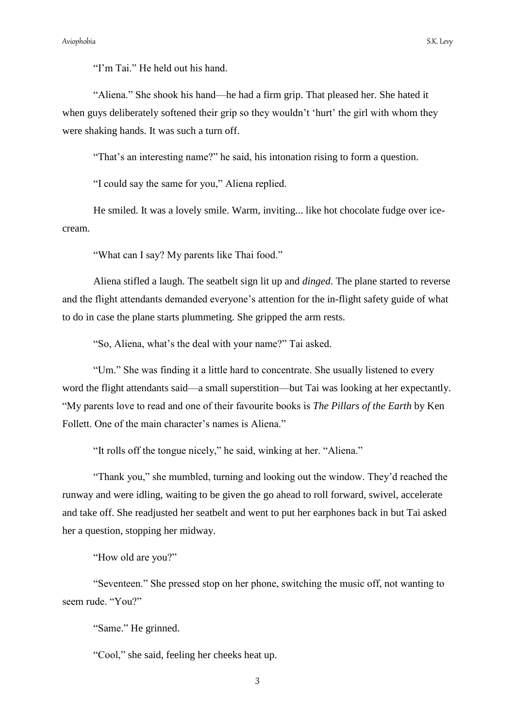"I'm Tai." He held out his hand.

"Aliena." She shook his hand—he had a firm grip. That pleased her. She hated it when guys deliberately softened their grip so they wouldn't 'hurt' the girl with whom they were shaking hands. It was such a turn off.

"That's an interesting name?" he said, his intonation rising to form a question.

"I could say the same for you," Aliena replied.

He smiled. It was a lovely smile. Warm, inviting... like hot chocolate fudge over ice-cream.

"What can I say? My parents like Thai food."

Aliena stifled a laugh. The seatbelt sign lit up and *dinged*. The plane started to reverse and the flight attendants demanded everyone's attention for the in-flight safety guide of what to do in case the plane starts plummeting. She gripped the arm rests.

"So, Aliena, what's the deal with your name?" Tai asked.

"Um." She was finding it a little hard to concentrate. She usually listened to every word the flight attendants said—a small superstition—but Tai was looking at her expectantly. "My parents love to read and one of their favourite books is *The Pillars of the Earth* by Ken Follett. One of the main character's names is Aliena."

"It rolls off the tongue nicely," he said, winking at her. "Aliena."

"Thank you," she mumbled, turning and looking out the window. They'd reached the runway and were idling, waiting to be given the go ahead to roll forward, swivel, accelerate and take off. She readjusted her seatbelt and went to put her earphones back in but Tai asked her a question, stopping her midway.

"How old are you?"

"Seventeen." She pressed stop on her phone, switching the music off, not wanting to seem rude. "You?"

"Same." He grinned.

"Cool," she said, feeling her cheeks heat up.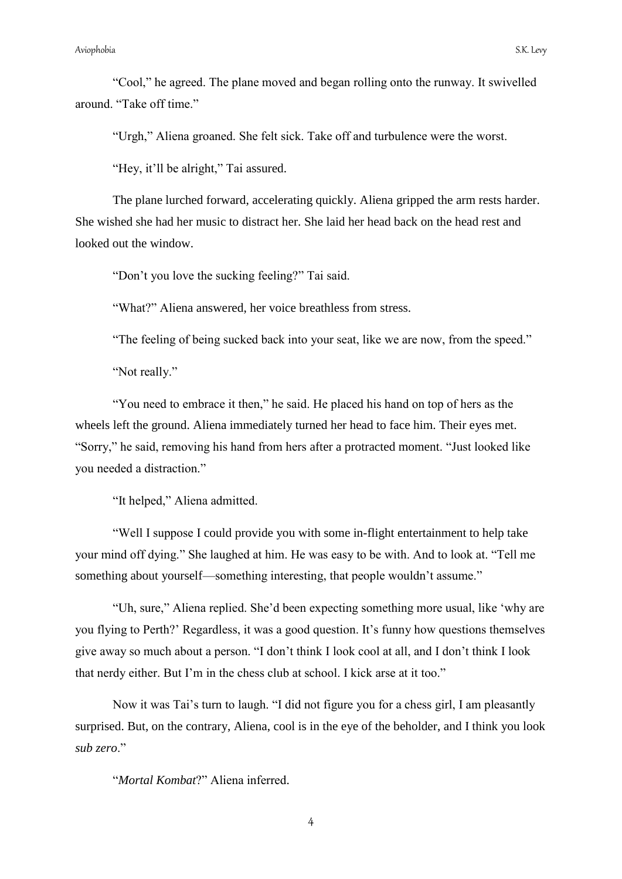"Cool," he agreed. The plane moved and began rolling onto the runway. It swivelled around. "Take off time."

"Urgh," Aliena groaned. She felt sick. Take off and turbulence were the worst.

"Hey, it'll be alright," Tai assured.

The plane lurched forward, accelerating quickly. Aliena gripped the arm rests harder. She wished she had her music to distract her. She laid her head back on the head rest and looked out the window.

"Don't you love the sucking feeling?" Tai said.

"What?" Aliena answered, her voice breathless from stress.

"The feeling of being sucked back into your seat, like we are now, from the speed."

"Not really."

"You need to embrace it then," he said. He placed his hand on top of hers as the wheels left the ground. Aliena immediately turned her head to face him. Their eyes met. "Sorry," he said, removing his hand from hers after a protracted moment. "Just looked like you needed a distraction."

"It helped," Aliena admitted.

"Well I suppose I could provide you with some in-flight entertainment to help take your mind off dying." She laughed at him. He was easy to be with. And to look at. "Tell me something about yourself—something interesting, that people wouldn't assume."

"Uh, sure," Aliena replied. She'd been expecting something more usual, like 'why are you flying to Perth?' Regardless, it was a good question. It's funny how questions themselves give away so much about a person. "I don't think I look cool at all, and I don't think I look that nerdy either. But I'm in the chess club at school. I kick arse at it too."

Now it was Tai's turn to laugh. "I did not figure you for a chess girl, I am pleasantly surprised. But, on the contrary, Aliena, cool is in the eye of the beholder, and I think you look *sub zero*."

"*Mortal Kombat*?" Aliena inferred.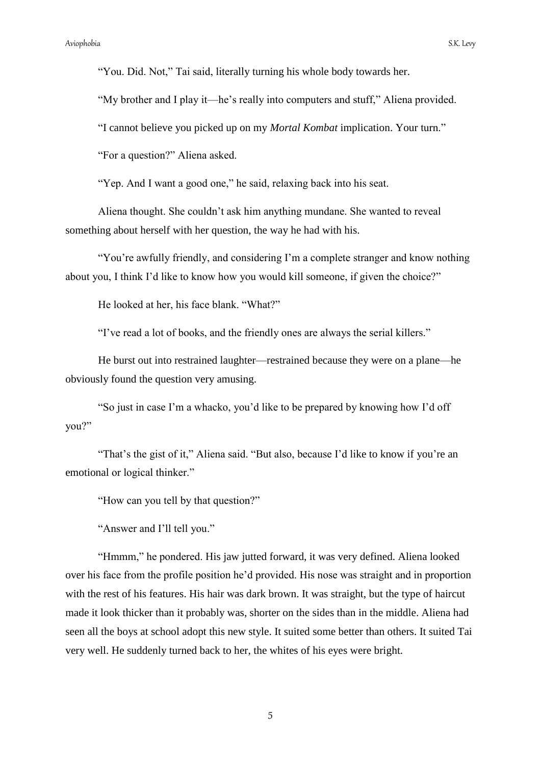"You. Did. Not," Tai said, literally turning his whole body towards her.

"My brother and I play it—he's really into computers and stuff," Aliena provided.

"I cannot believe you picked up on my *Mortal Kombat* implication. Your turn."

"For a question?" Aliena asked.

"Yep. And I want a good one," he said, relaxing back into his seat.

Aliena thought. She couldn't ask him anything mundane. She wanted to reveal something about herself with her question, the way he had with his.

"You're awfully friendly, and considering I'm a complete stranger and know nothing about you, I think I'd like to know how you would kill someone, if given the choice?"

He looked at her, his face blank. "What?"

"I've read a lot of books, and the friendly ones are always the serial killers."

He burst out into restrained laughter—restrained because they were on a plane—he obviously found the question very amusing.

"So just in case I'm a whacko, you'd like to be prepared by knowing how I'd off you?"

"That's the gist of it," Aliena said. "But also, because I'd like to know if you're an emotional or logical thinker."

"How can you tell by that question?"

"Answer and I'll tell you."

"Hmmm," he pondered. His jaw jutted forward, it was very defined. Aliena looked over his face from the profile position he'd provided. His nose was straight and in proportion with the rest of his features. His hair was dark brown. It was straight, but the type of haircut made it look thicker than it probably was, shorter on the sides than in the middle. Aliena had seen all the boys at school adopt this new style. It suited some better than others. It suited Tai very well. He suddenly turned back to her, the whites of his eyes were bright.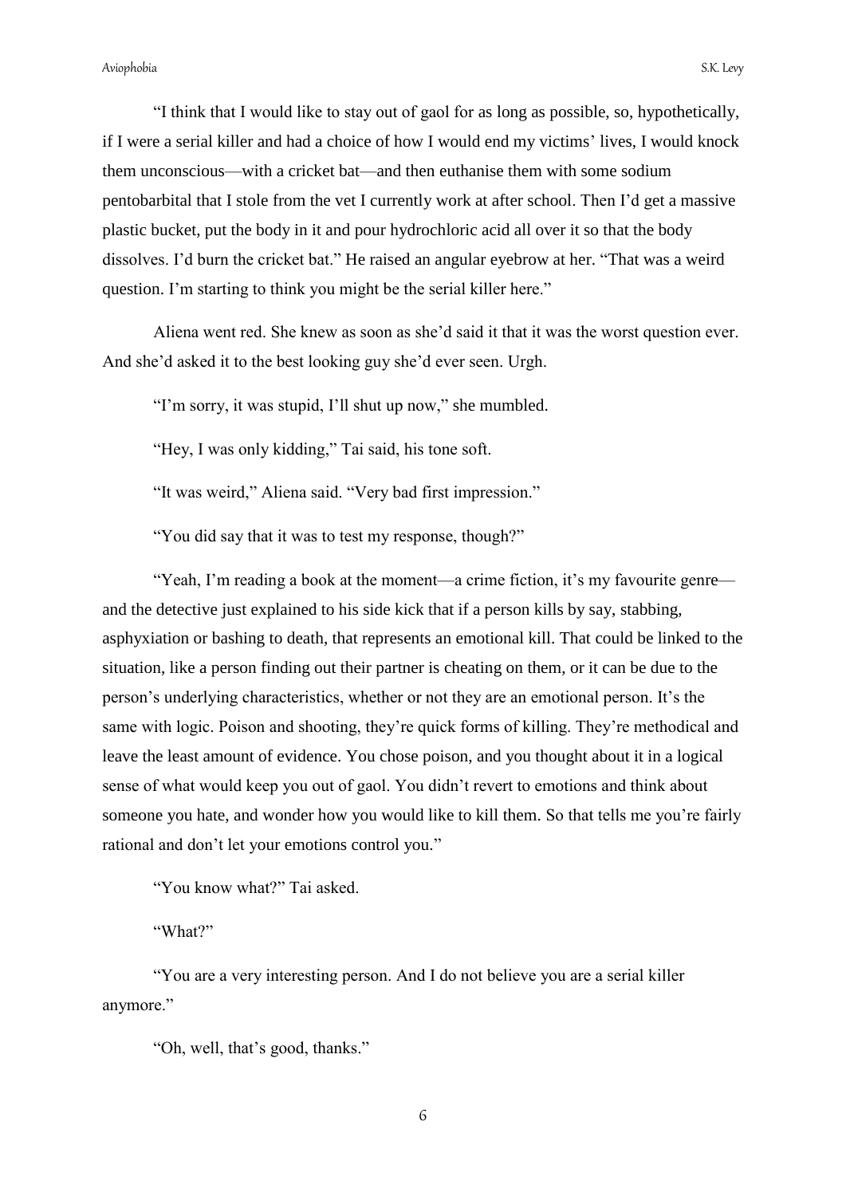"I think that I would like to stay out of gaol for as long as possible, so, hypothetically, if I were a serial killer and had a choice of how I would end my victims' lives, I would knock them unconscious—with a cricket bat—and then euthanise them with some sodium pentobarbital that I stole from the vet I currently work at after school. Then I'd get a massive plastic bucket, put the body in it and pour hydrochloric acid all over it so that the body dissolves. I'd burn the cricket bat." He raised an angular eyebrow at her. "That was a weird question. I'm starting to think you might be the serial killer here."

Aliena went red. She knew as soon as she'd said it that it was the worst question ever. And she'd asked it to the best looking guy she'd ever seen. Urgh.

"I'm sorry, it was stupid, I'll shut up now," she mumbled.

"Hey, I was only kidding," Tai said, his tone soft.

"It was weird," Aliena said. "Very bad first impression."

"You did say that it was to test my response, though?"

"Yeah, I'm reading a book at the moment—a crime fiction, it's my favourite genre—and the detective just explained to his side kick that if a person kills by say, stabbing, asphyxiation or bashing to death, that represents an emotional kill. That could be linked to the situation, like a person finding out their partner is cheating on them, or it can be due to the person's underlying characteristics, whether or not they are an emotional person. It's the same with logic. Poison and shooting, they're quick forms of killing. They're methodical and leave the least amount of evidence. You chose poison, and you thought about it in a logical sense of what would keep you out of gaol. You didn't revert to emotions and think about someone you hate, and wonder how you would like to kill them. So that tells me you're fairly rational and don't let your emotions control you."

"You know what?" Tai asked.

"What?"

"You are a very interesting person. And I do not believe you are a serial killer anymore."

"Oh, well, that's good, thanks."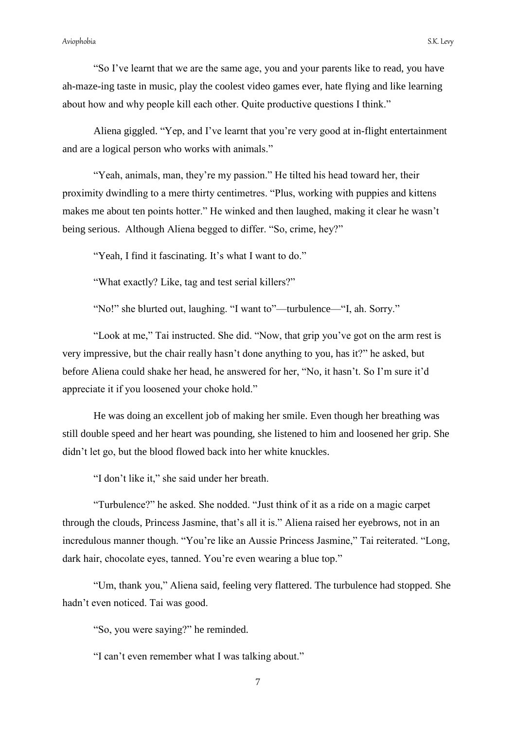"So I've learnt that we are the same age, you and your parents like to read, you have ah-maze-ing taste in music, play the coolest video games ever, hate flying and like learning about how and why people kill each other. Quite productive questions I think."

Aliena giggled. "Yep, and I've learnt that you're very good at in-flight entertainment and are a logical person who works with animals."

"Yeah, animals, man, they're my passion." He tilted his head toward her, their proximity dwindling to a mere thirty centimetres. "Plus, working with puppies and kittens makes me about ten points hotter." He winked and then laughed, making it clear he wasn't being serious. Although Aliena begged to differ. "So, crime, hey?"

"Yeah, I find it fascinating. It's what I want to do."

"What exactly? Like, tag and test serial killers?"

"No!" she blurted out, laughing. "I want to"—turbulence—"I, ah. Sorry."

"Look at me," Tai instructed. She did. "Now, that grip you've got on the arm rest is very impressive, but the chair really hasn't done anything to you, has it?" he asked, but before Aliena could shake her head, he answered for her, "No, it hasn't. So I'm sure it'd appreciate it if you loosened your choke hold."

He was doing an excellent job of making her smile. Even though her breathing was still double speed and her heart was pounding, she listened to him and loosened her grip. She didn't let go, but the blood flowed back into her white knuckles.

"I don't like it," she said under her breath.

"Turbulence?" he asked. She nodded. "Just think of it as a ride on a magic carpet through the clouds, Princess Jasmine, that's all it is." Aliena raised her eyebrows, not in an incredulous manner though. "You're like an Aussie Princess Jasmine," Tai reiterated. "Long, dark hair, chocolate eyes, tanned. You're even wearing a blue top."

"Um, thank you," Aliena said, feeling very flattered. The turbulence had stopped. She hadn't even noticed. Tai was good.

"So, you were saying?" he reminded.

"I can't even remember what I was talking about."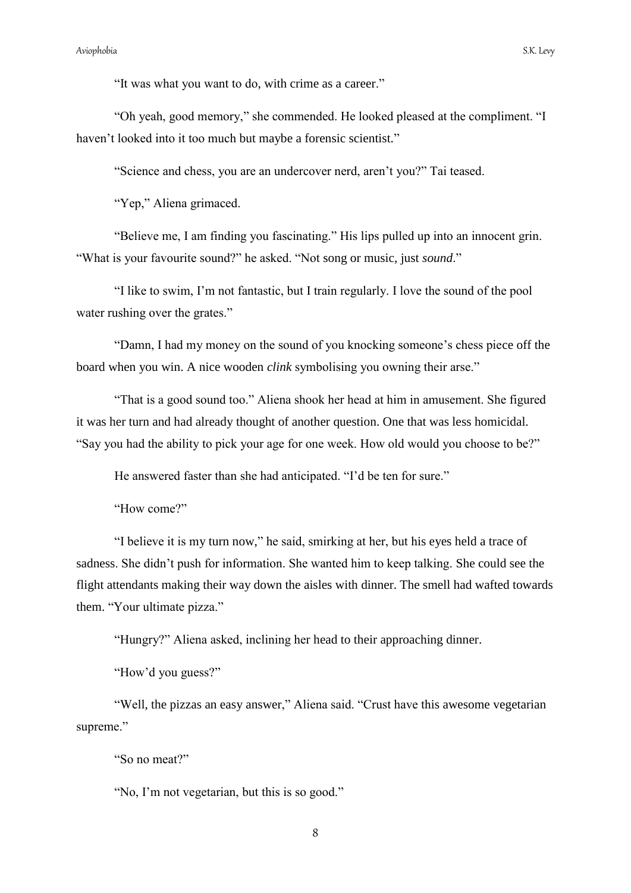"It was what you want to do, with crime as a career."

"Oh yeah, good memory," she commended. He looked pleased at the compliment. "I haven't looked into it too much but maybe a forensic scientist."

"Science and chess, you are an undercover nerd, aren't you?" Tai teased.

"Yep," Aliena grimaced.

"Believe me, I am finding you fascinating." His lips pulled up into an innocent grin. "What is your favourite sound?" he asked. "Not song or music, just *sound*."

"I like to swim, I'm not fantastic, but I train regularly. I love the sound of the pool water rushing over the grates."

"Damn, I had my money on the sound of you knocking someone's chess piece off the board when you win. A nice wooden *clink* symbolising you owning their arse."

"That is a good sound too." Aliena shook her head at him in amusement. She figured it was her turn and had already thought of another question. One that was less homicidal. "Say you had the ability to pick your age for one week. How old would you choose to be?"

He answered faster than she had anticipated. "I'd be ten for sure."

"How come?"

"I believe it is my turn now," he said, smirking at her, but his eyes held a trace of sadness. She didn't push for information. She wanted him to keep talking. She could see the flight attendants making their way down the aisles with dinner. The smell had wafted towards them. "Your ultimate pizza."

"Hungry?" Aliena asked, inclining her head to their approaching dinner.

"How'd you guess?"

"Well, the pizzas an easy answer," Aliena said. "Crust have this awesome vegetarian supreme."

"So no meat?"

"No, I'm not vegetarian, but this is so good."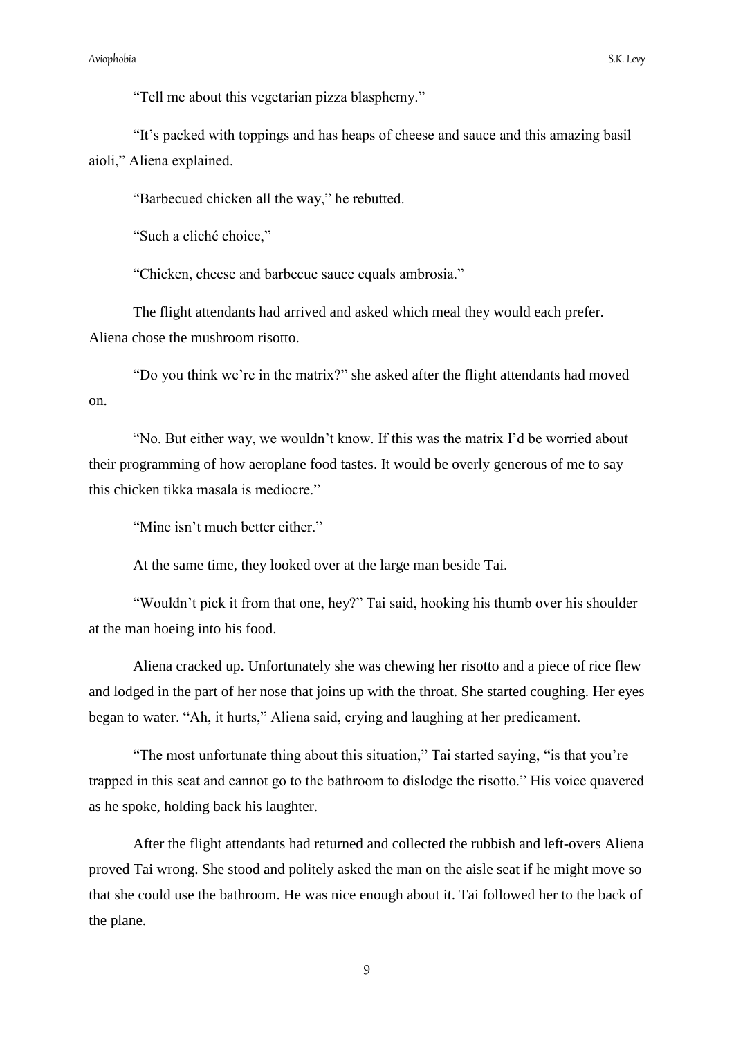"Tell me about this vegetarian pizza blasphemy."

"It's packed with toppings and has heaps of cheese and sauce and this amazing basil aioli," Aliena explained.

"Barbecued chicken all the way," he rebutted.

"Such a cliché choice,"

"Chicken, cheese and barbecue sauce equals ambrosia."

The flight attendants had arrived and asked which meal they would each prefer. Aliena chose the mushroom risotto.

"Do you think we're in the matrix?" she asked after the flight attendants had moved on.

"No. But either way, we wouldn't know. If this was the matrix I'd be worried about their programming of how aeroplane food tastes. It would be overly generous of me to say this chicken tikka masala is mediocre."

"Mine isn't much better either."

At the same time, they looked over at the large man beside Tai.

"Wouldn't pick it from that one, hey?" Tai said, hooking his thumb over his shoulder at the man hoeing into his food.

Aliena cracked up. Unfortunately she was chewing her risotto and a piece of rice flew and lodged in the part of her nose that joins up with the throat. She started coughing. Her eyes began to water. "Ah, it hurts," Aliena said, crying and laughing at her predicament.

"The most unfortunate thing about this situation," Tai started saying, "is that you're trapped in this seat and cannot go to the bathroom to dislodge the risotto." His voice quavered as he spoke, holding back his laughter.

After the flight attendants had returned and collected the rubbish and left-overs Aliena proved Tai wrong. She stood and politely asked the man on the aisle seat if he might move so that she could use the bathroom. He was nice enough about it. Tai followed her to the back of the plane.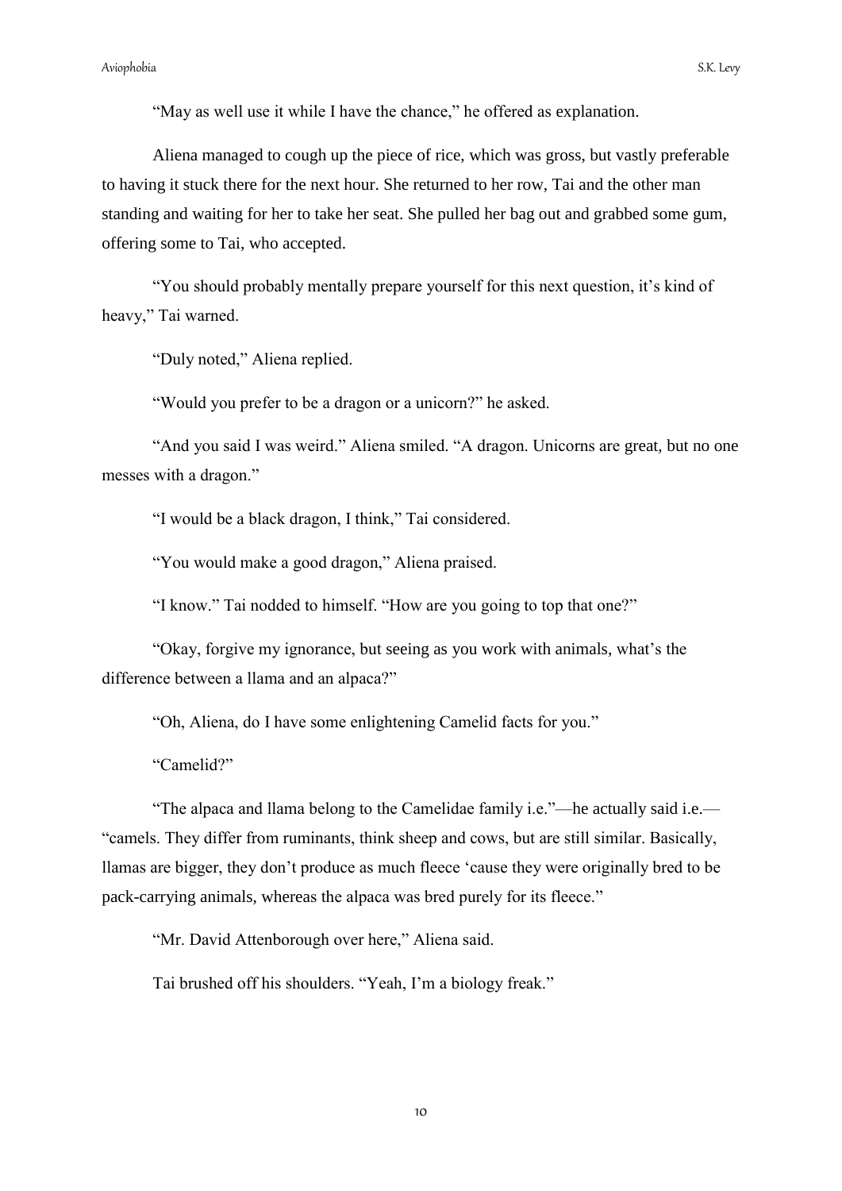"May as well use it while I have the chance," he offered as explanation.

Aliena managed to cough up the piece of rice, which was gross, but vastly preferable to having it stuck there for the next hour. She returned to her row, Tai and the other man standing and waiting for her to take her seat. She pulled her bag out and grabbed some gum, offering some to Tai, who accepted.

"You should probably mentally prepare yourself for this next question, it's kind of heavy," Tai warned.

"Duly noted," Aliena replied.

"Would you prefer to be a dragon or a unicorn?" he asked.

"And you said I was weird." Aliena smiled. "A dragon. Unicorns are great, but no one messes with a dragon."

"I would be a black dragon, I think," Tai considered.

"You would make a good dragon," Aliena praised.

"I know." Tai nodded to himself. "How are you going to top that one?"

"Okay, forgive my ignorance, but seeing as you work with animals, what's the difference between a llama and an alpaca?"

"Oh, Aliena, do I have some enlightening Camelid facts for you."

"Camelid?"

"The alpaca and llama belong to the Camelidae family i.e."—he actually said i.e.—"camels. They differ from ruminants, think sheep and cows, but are still similar. Basically, llamas are bigger, they don't produce as much fleece 'cause they were originally bred to be pack-carrying animals, whereas the alpaca was bred purely for its fleece."

"Mr. David Attenborough over here," Aliena said.

Tai brushed off his shoulders. "Yeah, I'm a biology freak."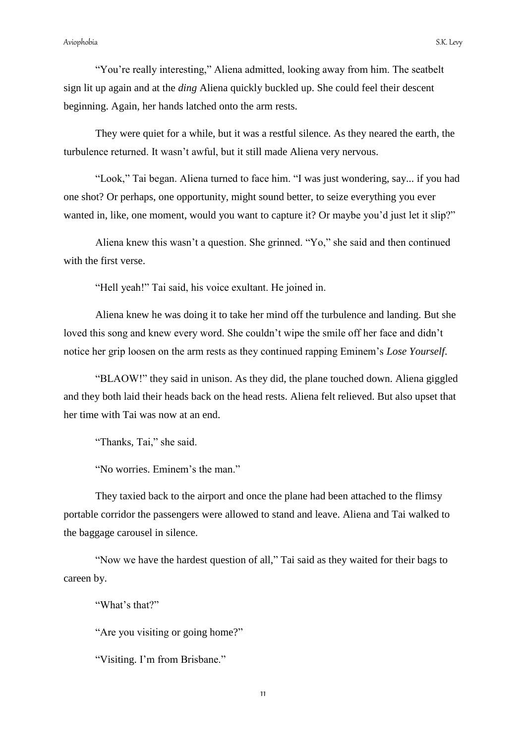"You're really interesting," Aliena admitted, looking away from him. The seatbelt sign lit up again and at the *ding* Aliena quickly buckled up. She could feel their descent beginning. Again, her hands latched onto the arm rests.

They were quiet for a while, but it was a restful silence. As they neared the earth, the turbulence returned. It wasn't awful, but it still made Aliena very nervous.

"Look," Tai began. Aliena turned to face him. "I was just wondering, say... if you had one shot? Or perhaps, one opportunity, might sound better, to seize everything you ever wanted in, like, one moment, would you want to capture it? Or maybe you'd just let it slip?"

Aliena knew this wasn't a question. She grinned. "Yo," she said and then continued with the first verse.

"Hell yeah!" Tai said, his voice exultant. He joined in.

Aliena knew he was doing it to take her mind off the turbulence and landing. But she loved this song and knew every word. She couldn't wipe the smile off her face and didn't notice her grip loosen on the arm rests as they continued rapping Eminem's *Lose Yourself*.

"BLAOW!" they said in unison. As they did, the plane touched down. Aliena giggled and they both laid their heads back on the head rests. Aliena felt relieved. But also upset that her time with Tai was now at an end.

"Thanks, Tai," she said.

"No worries. Eminem's the man."

They taxied back to the airport and once the plane had been attached to the flimsy portable corridor the passengers were allowed to stand and leave. Aliena and Tai walked to the baggage carousel in silence.

"Now we have the hardest question of all," Tai said as they waited for their bags to careen by.

"What's that?"

"Are you visiting or going home?"

"Visiting. I'm from Brisbane."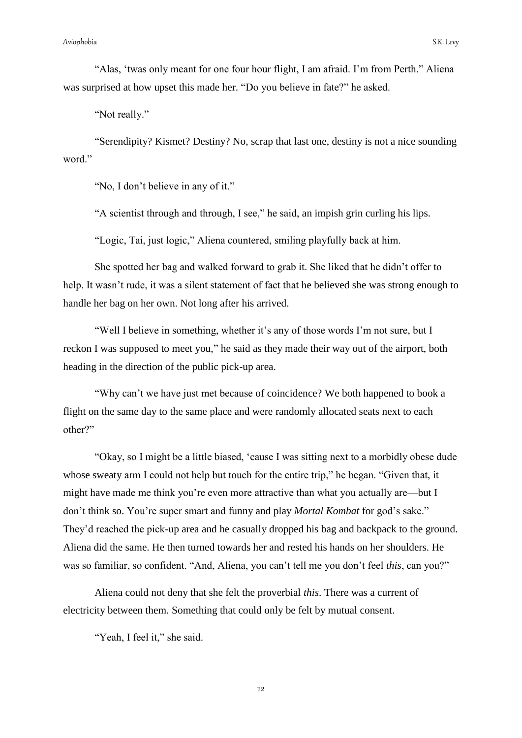"Alas, 'twas only meant for one four hour flight, I am afraid. I'm from Perth." Aliena was surprised at how upset this made her. "Do you believe in fate?" he asked.

"Not really."

"Serendipity? Kismet? Destiny? No, scrap that last one, destiny is not a nice sounding word."

"No, I don't believe in any of it."

"A scientist through and through, I see," he said, an impish grin curling his lips.

"Logic, Tai, just logic," Aliena countered, smiling playfully back at him.

She spotted her bag and walked forward to grab it. She liked that he didn't offer to help. It wasn't rude, it was a silent statement of fact that he believed she was strong enough to handle her bag on her own. Not long after his arrived.

"Well I believe in something, whether it's any of those words I'm not sure, but I reckon I was supposed to meet you," he said as they made their way out of the airport, both heading in the direction of the public pick-up area.

"Why can't we have just met because of coincidence? We both happened to book a flight on the same day to the same place and were randomly allocated seats next to each other?"

"Okay, so I might be a little biased, 'cause I was sitting next to a morbidly obese dude whose sweaty arm I could not help but touch for the entire trip," he began. "Given that, it might have made me think you're even more attractive than what you actually are—but I don't think so. You're super smart and funny and play *Mortal Kombat* for god's sake." They'd reached the pick-up area and he casually dropped his bag and backpack to the ground. Aliena did the same. He then turned towards her and rested his hands on her shoulders. He was so familiar, so confident. "And, Aliena, you can't tell me you don't feel *this*, can you?"

Aliena could not deny that she felt the proverbial *this*. There was a current of electricity between them. Something that could only be felt by mutual consent.

"Yeah, I feel it," she said.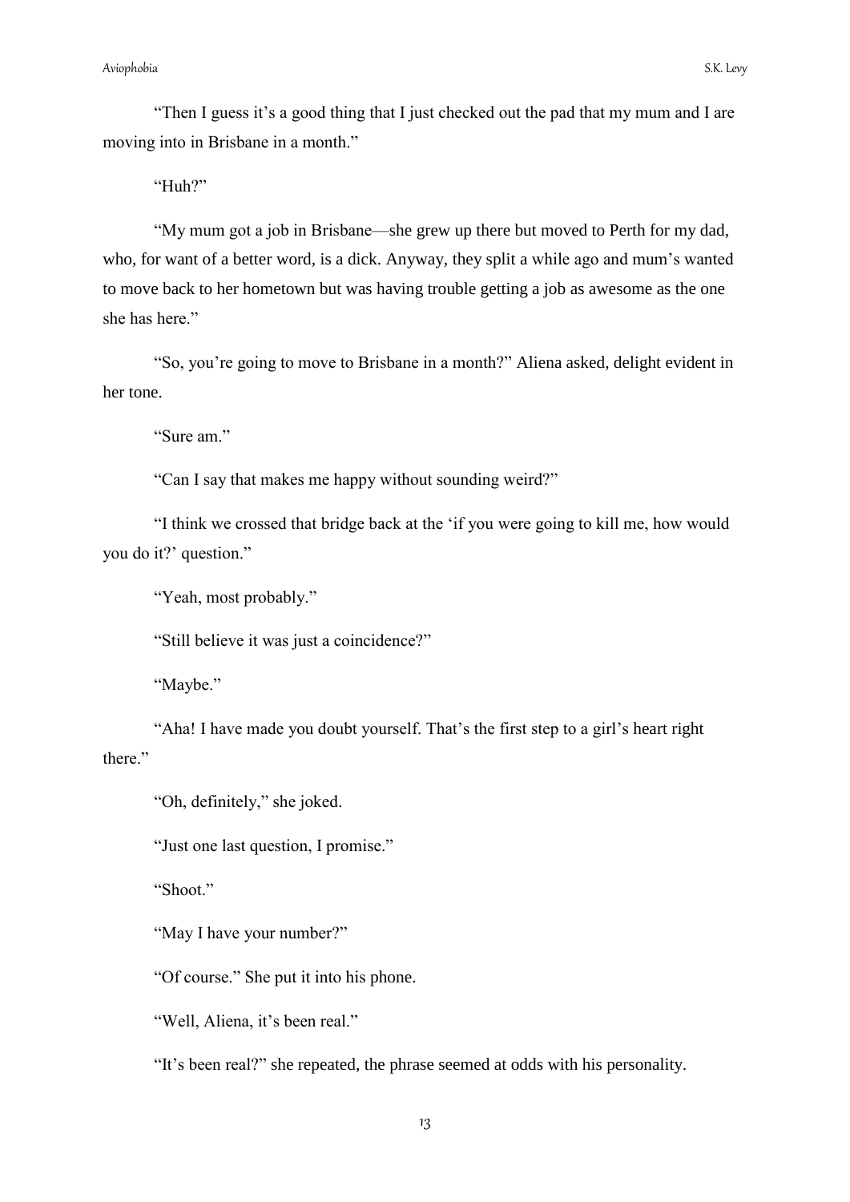"Then I guess it's a good thing that I just checked out the pad that my mum and I are moving into in Brisbane in a month."

"Huh?"

"My mum got a job in Brisbane—she grew up there but moved to Perth for my dad, who, for want of a better word, is a dick. Anyway, they split a while ago and mum's wanted to move back to her hometown but was having trouble getting a job as awesome as the one she has here."

"So, you're going to move to Brisbane in a month?" Aliena asked, delight evident in her tone.

"Sure am."

"Can I say that makes me happy without sounding weird?"

"I think we crossed that bridge back at the 'if you were going to kill me, how would you do it?' question."

"Yeah, most probably."

"Still believe it was just a coincidence?"

"Maybe."

"Aha! I have made you doubt yourself. That's the first step to a girl's heart right there."

"Oh, definitely," she joked.

"Just one last question, I promise."

"Shoot."

"May I have your number?"

"Of course." She put it into his phone.

"Well, Aliena, it's been real."

"It's been real?" she repeated, the phrase seemed at odds with his personality.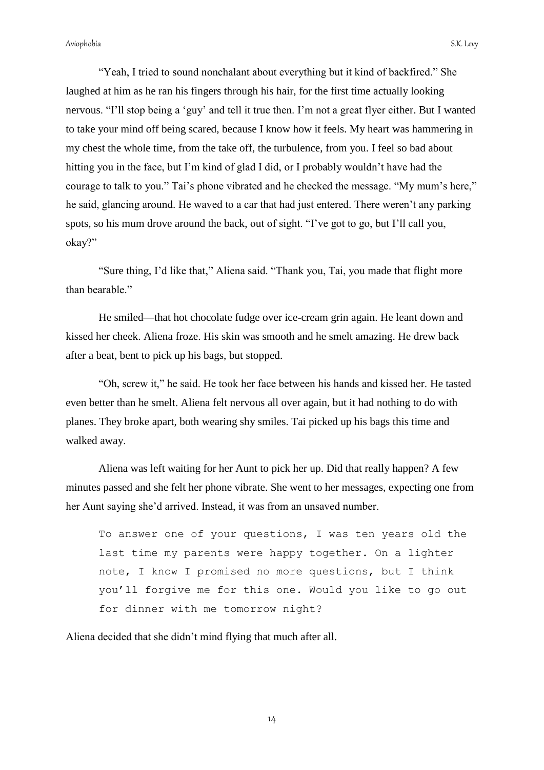"Yeah, I tried to sound nonchalant about everything but it kind of backfired." She laughed at him as he ran his fingers through his hair, for the first time actually looking nervous. "I'll stop being a 'guy' and tell it true then. I'm not a great flyer either. But I wanted to take your mind off being scared, because I know how it feels. My heart was hammering in my chest the whole time, from the take off, the turbulence, from you. I feel so bad about hitting you in the face, but I'm kind of glad I did, or I probably wouldn't have had the courage to talk to you." Tai's phone vibrated and he checked the message. "My mum's here," he said, glancing around. He waved to a car that had just entered. There weren't any parking spots, so his mum drove around the back, out of sight. "I've got to go, but I'll call you, okay?"

"Sure thing, I'd like that," Aliena said. "Thank you, Tai, you made that flight more than bearable."

He smiled—that hot chocolate fudge over ice-cream grin again. He leant down and kissed her cheek. Aliena froze. His skin was smooth and he smelt amazing. He drew back after a beat, bent to pick up his bags, but stopped.

"Oh, screw it," he said. He took her face between his hands and kissed her. He tasted even better than he smelt. Aliena felt nervous all over again, but it had nothing to do with planes. They broke apart, both wearing shy smiles. Tai picked up his bags this time and walked away.

Aliena was left waiting for her Aunt to pick her up. Did that really happen? A few minutes passed and she felt her phone vibrate. She went to her messages, expecting one from her Aunt saying she'd arrived. Instead, it was from an unsaved number.

```
To answer one of your questions, I was ten years old the
last time my parents were happy together. On a lighter
note, I know I promised no more questions, but I think
you'll forgive me for this one. Would you like to go out
for dinner with me tomorrow night?
```

Aliena decided that she didn't mind flying that much after all.